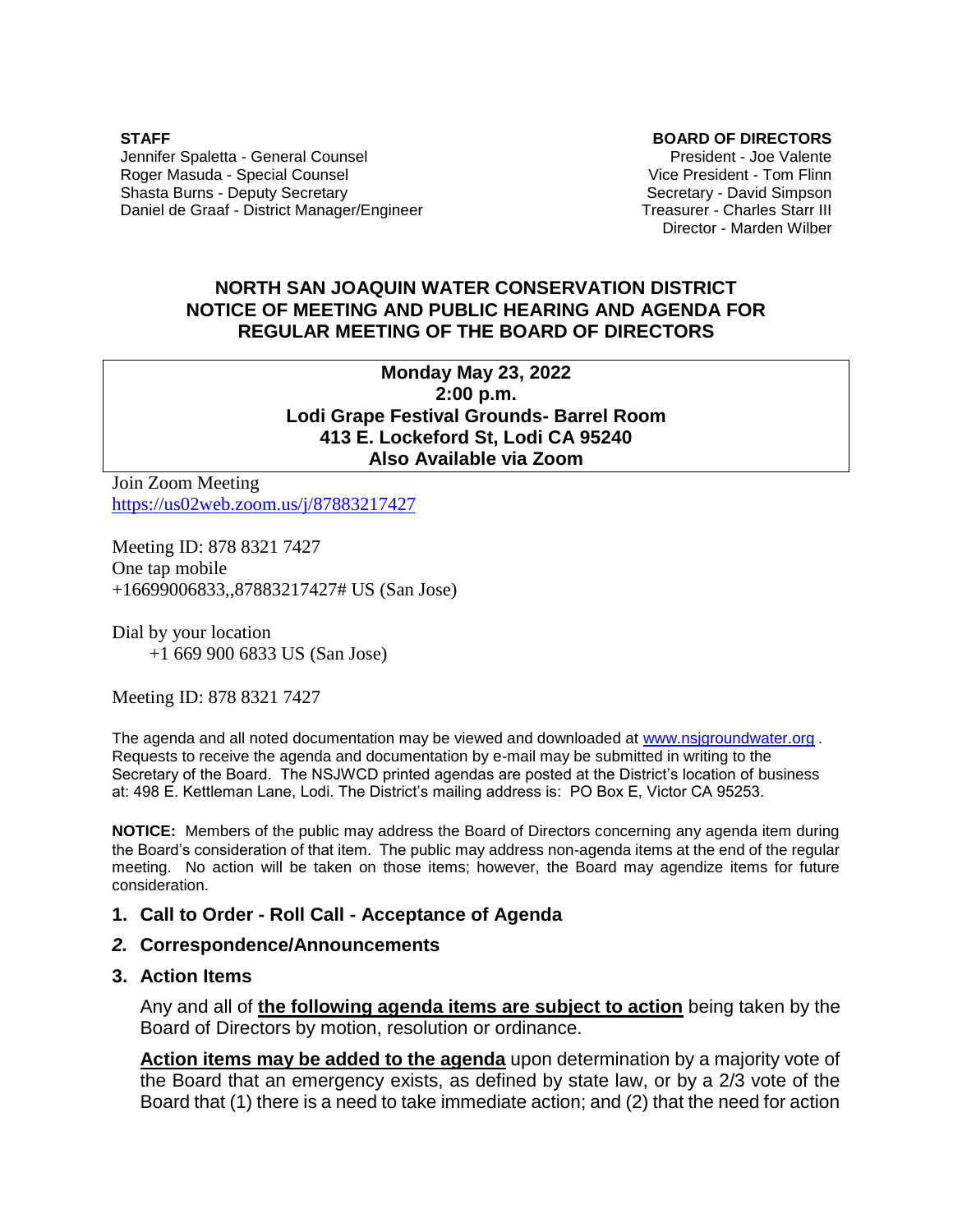**STAFF**
Jennifer Spaletta - General Counsel
Roger Masuda - Special Counsel
Shasta Burns - Deputy Secretary
Daniel de Graaf - District Manager/Engineer

**BOARD OF DIRECTORS**
President - Joe Valente
Vice President - Tom Flinn
Secretary - David Simpson
Treasurer - Charles Starr III
Director - Marden Wilber

# NORTH SAN JOAQUIN WATER CONSERVATION DISTRICT
# NOTICE OF MEETING AND PUBLIC HEARING AND AGENDA FOR REGULAR MEETING OF THE BOARD OF DIRECTORS

**Monday May 23, 2022**
**2:00 p.m.**
**Lodi Grape Festival Grounds- Barrel Room**
**413 E. Lockeford St, Lodi CA 95240**
**Also Available via Zoom**

Join Zoom Meeting
https://us02web.zoom.us/j/87883217427

Meeting ID: 878 8321 7427
One tap mobile
+16699006833,,87883217427# US (San Jose)

Dial by your location
+1 669 900 6833 US (San Jose)

Meeting ID: 878 8321 7427

The agenda and all noted documentation may be viewed and downloaded at www.nsjgroundwater.org . Requests to receive the agenda and documentation by e-mail may be submitted in writing to the Secretary of the Board. The NSJWCD printed agendas are posted at the District's location of business at: 498 E. Kettleman Lane, Lodi. The District's mailing address is: PO Box E, Victor CA 95253.

**NOTICE:** Members of the public may address the Board of Directors concerning any agenda item during the Board's consideration of that item. The public may address non-agenda items at the end of the regular meeting. No action will be taken on those items; however, the Board may agendize items for future consideration.

1. **Call to Order - Roll Call - Acceptance of Agenda**
2. **Correspondence/Announcements**
3. **Action Items**

   Any and all of **the following agenda items are subject to action** being taken by the Board of Directors by motion, resolution or ordinance.

   **Action items may be added to the agenda** upon determination by a majority vote of the Board that an emergency exists, as defined by state law, or by a 2/3 vote of the Board that (1) there is a need to take immediate action; and (2) that the need for action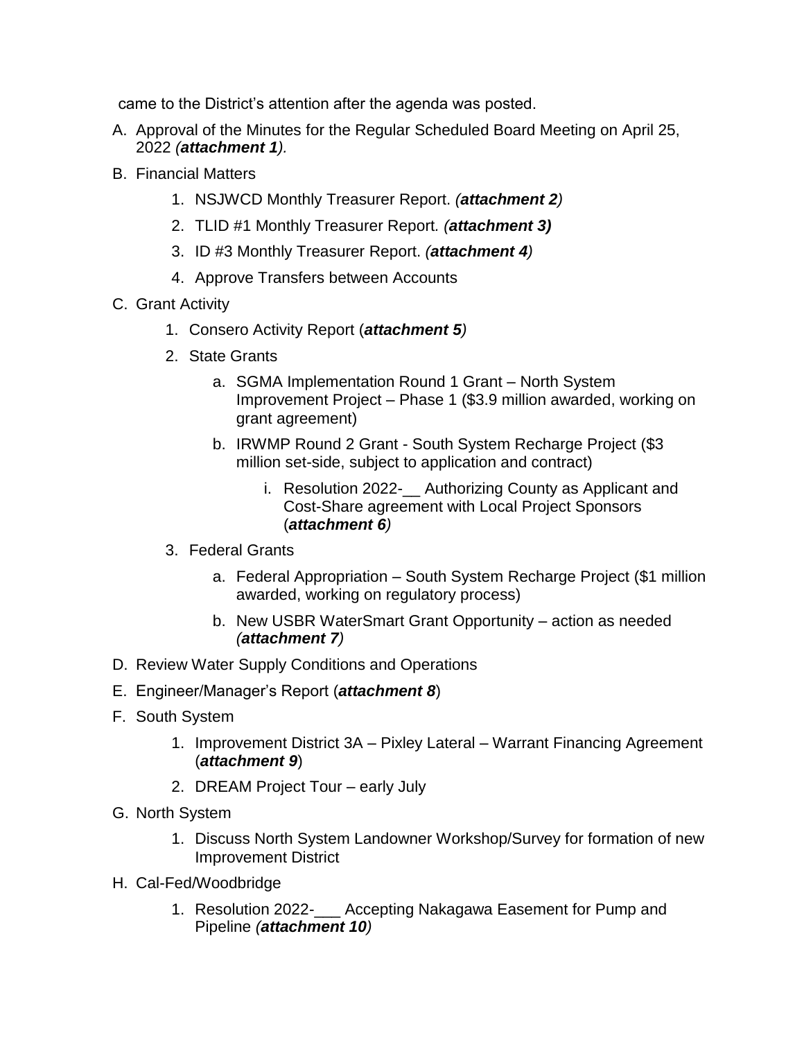came to the District's attention after the agenda was posted.

A. Approval of the Minutes for the Regular Scheduled Board Meeting on April 25, 2022 *(**attachment 1**).*

B. Financial Matters

   1. NSJWCD Monthly Treasurer Report. *(**attachment 2**)*
   2. TLID #1 Monthly Treasurer Report. *(**attachment 3)***
   3. ID #3 Monthly Treasurer Report. *(**attachment 4**)*
   4. Approve Transfers between Accounts

C. Grant Activity

   1. Consero Activity Report (***attachment 5****)*
   2. State Grants
      a. SGMA Implementation Round 1 Grant – North System Improvement Project – Phase 1 ($3.9 million awarded, working on grant agreement)
      b. IRWMP Round 2 Grant - South System Recharge Project ($3 million set-side, subject to application and contract)
         i. Resolution 2022-__ Authorizing County as Applicant and Cost-Share agreement with Local Project Sponsors (***attachment 6****)*
   3. Federal Grants
      a. Federal Appropriation – South System Recharge Project ($1 million awarded, working on regulatory process)
      b. New USBR WaterSmart Grant Opportunity – action as needed *(**attachment 7**)*

D. Review Water Supply Conditions and Operations

E. Engineer/Manager's Report (***attachment 8***)

F. South System

   1. Improvement District 3A – Pixley Lateral – Warrant Financing Agreement (***attachment 9***)
   2. DREAM Project Tour – early July

G. North System

   1. Discuss North System Landowner Workshop/Survey for formation of new Improvement District

H. Cal-Fed/Woodbridge

   1. Resolution 2022-___ Accepting Nakagawa Easement for Pump and Pipeline *(**attachment 10**)*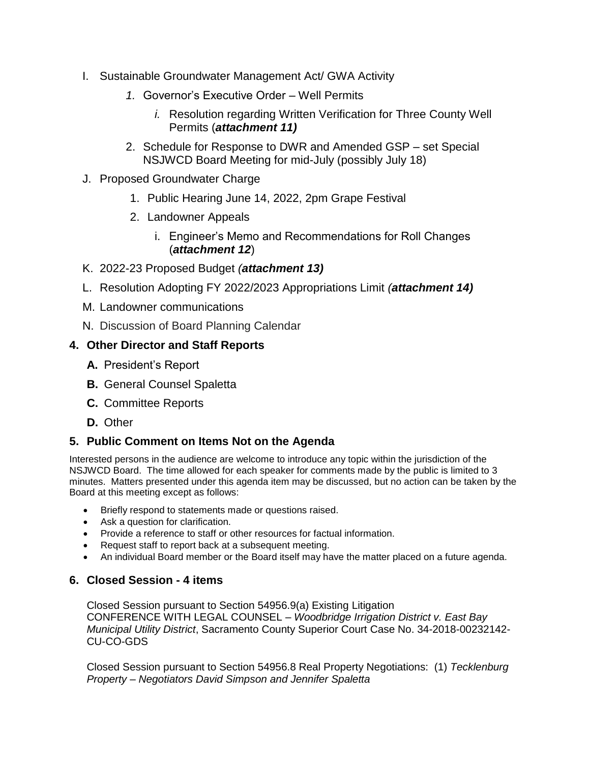I. Sustainable Groundwater Management Act/ GWA Activity

   *1.* Governor's Executive Order – Well Permits

      *i.* Resolution regarding Written Verification for Three County Well Permits (***attachment 11)***

   2. Schedule for Response to DWR and Amended GSP – set Special NSJWCD Board Meeting for mid-July (possibly July 18)

J. Proposed Groundwater Charge

   1. Public Hearing June 14, 2022, 2pm Grape Festival

   2. Landowner Appeals

      i. Engineer's Memo and Recommendations for Roll Changes (***attachment 12***)

K. 2022-23 Proposed Budget *(**attachment 13)***

L. Resolution Adopting FY 2022/2023 Appropriations Limit *(**attachment 14)***

M. Landowner communications

N. Discussion of Board Planning Calendar

## 4. Other Director and Staff Reports

**A.** President's Report

**B.** General Counsel Spaletta

**C.** Committee Reports

**D.** Other

## 5. Public Comment on Items Not on the Agenda

Interested persons in the audience are welcome to introduce any topic within the jurisdiction of the NSJWCD Board. The time allowed for each speaker for comments made by the public is limited to 3 minutes. Matters presented under this agenda item may be discussed, but no action can be taken by the Board at this meeting except as follows:

- Briefly respond to statements made or questions raised.
- Ask a question for clarification.
- Provide a reference to staff or other resources for factual information.
- Request staff to report back at a subsequent meeting.
- An individual Board member or the Board itself may have the matter placed on a future agenda.

## 6. Closed Session - 4 items

Closed Session pursuant to Section 54956.9(a) Existing Litigation
CONFERENCE WITH LEGAL COUNSEL – *Woodbridge Irrigation District v. East Bay Municipal Utility District*, Sacramento County Superior Court Case No. 34-2018-00232142-CU-CO-GDS

Closed Session pursuant to Section 54956.8 Real Property Negotiations: (1) *Tecklenburg Property – Negotiators David Simpson and Jennifer Spaletta*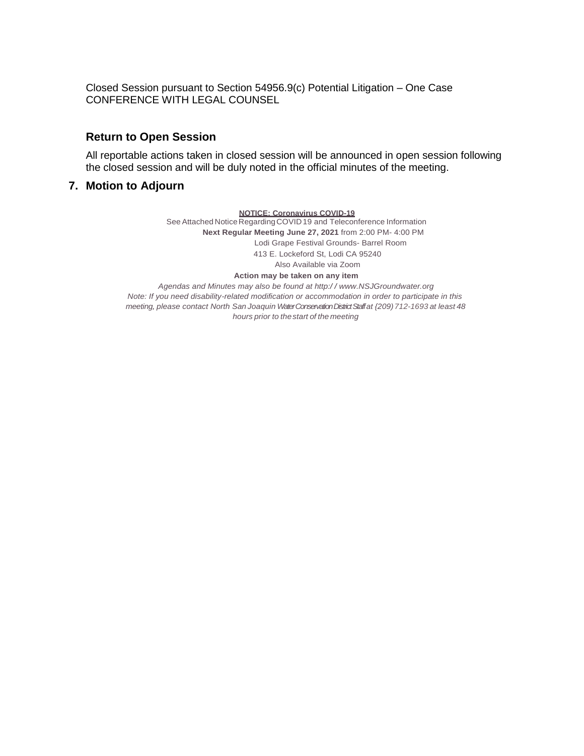Closed Session pursuant to Section 54956.9(c) Potential Litigation – One Case
CONFERENCE WITH LEGAL COUNSEL

### Return to Open Session

All reportable actions taken in closed session will be announced in open session following the closed session and will be duly noted in the official minutes of the meeting.

### 7. Motion to Adjourn

**NOTICE: Coronavirus COVID-19**

See Attached Notice Regarding COVID 19 and Teleconference Information

**Next Regular Meeting June 27, 2021** from 2:00 PM- 4:00 PM

Lodi Grape Festival Grounds- Barrel Room

413 E. Lockeford St, Lodi CA 95240

Also Available via Zoom

**Action may be taken on any item**

*Agendas and Minutes may also be found at http:/ / www.NSJGroundwater.org*

*Note: If you need disability-related modification or accommodation in order to participate in this meeting, please contact North San Joaquin Water Conservation District Staff at {209) 712-1693 at least 48 hours prior to the start of the meeting*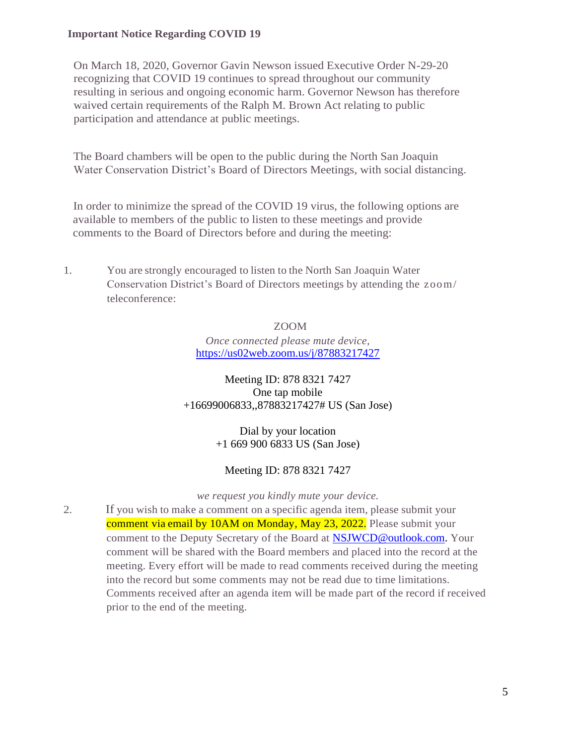**Important Notice Regarding COVID 19**

On March 18, 2020, Governor Gavin Newson issued Executive Order N-29-20 recognizing that COVID 19 continues to spread throughout our community resulting in serious and ongoing economic harm. Governor Newson has therefore waived certain requirements of the Ralph M. Brown Act relating to public participation and attendance at public meetings.

The Board chambers will be open to the public during the North San Joaquin Water Conservation District's Board of Directors Meetings, with social distancing.

In order to minimize the spread of the COVID 19 virus, the following options are available to members of the public to listen to these meetings and provide comments to the Board of Directors before and during the meeting:

1. You are strongly encouraged to listen to the North San Joaquin Water Conservation District's Board of Directors meetings by attending the zoom/ teleconference:

ZOOM

*Once connected please mute device,*
https://us02web.zoom.us/j/87883217427

Meeting ID: 878 8321 7427
One tap mobile
+16699006833,,87883217427# US (San Jose)

Dial by your location
+1 669 900 6833 US (San Jose)

Meeting ID: 878 8321 7427

*we request you kindly mute your device.*

2. If you wish to make a comment on a specific agenda item, please submit your comment via email by 10AM on Monday, May 23, 2022. Please submit your comment to the Deputy Secretary of the Board at NSJWCD@outlook.com. Your comment will be shared with the Board members and placed into the record at the meeting. Every effort will be made to read comments received during the meeting into the record but some comments may not be read due to time limitations. Comments received after an agenda item will be made part of the record if received prior to the end of the meeting.